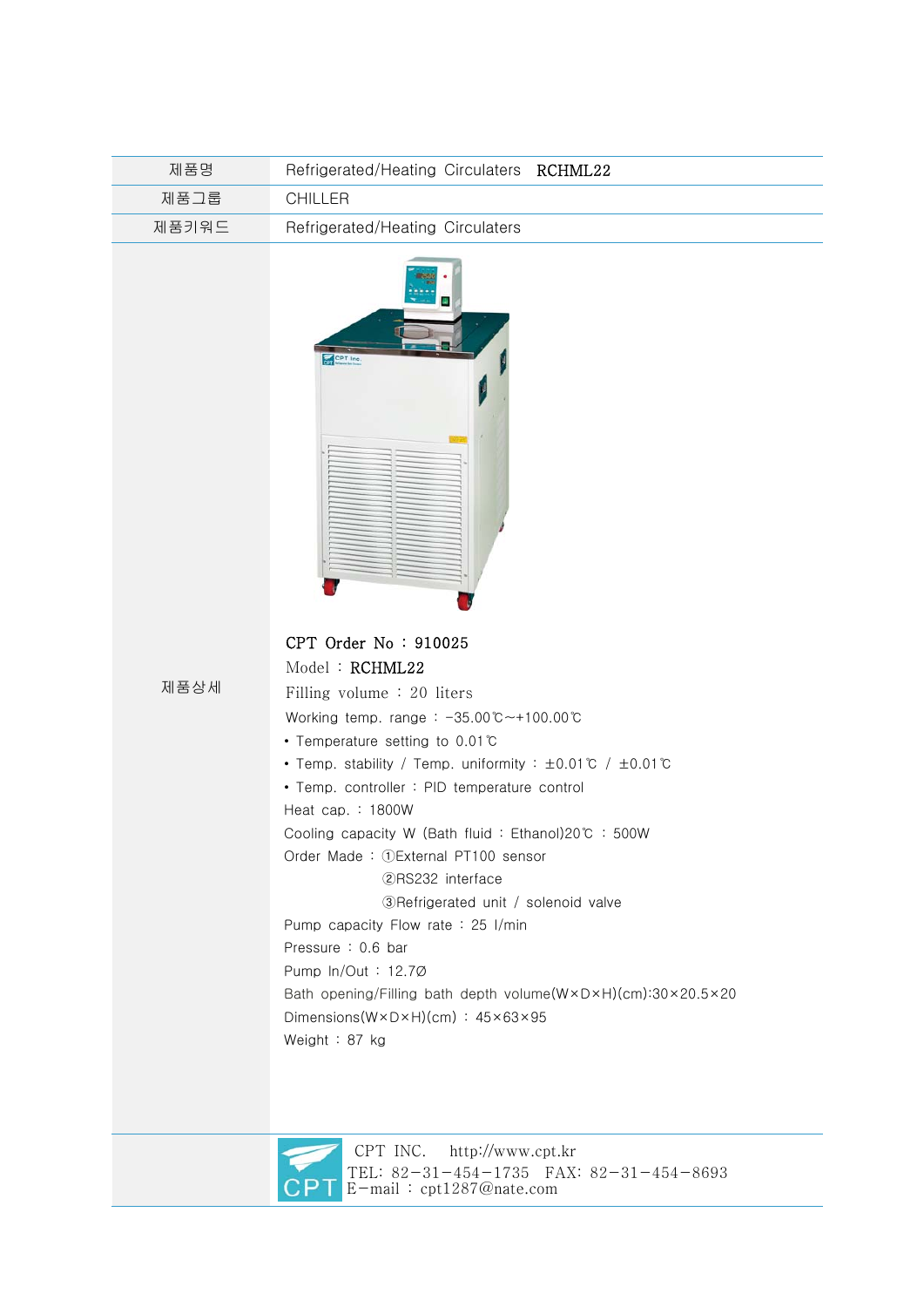| 제품명 | Refrigerated/Heating Circulaters RCHML22 |
|---|---|
| 제품그룹 | CHILLER |
| 제품키워드 | Refrigerated/Heating Circulaters |
| 제품상세 | CPT Order No : 910025<br>Model : RCHML22<br>Filling volume : 20 liters<br>Working temp. range : -35.00℃~+100.00℃<br>• Temperature setting to 0.01℃<br>• Temp. stability / Temp. uniformity : ±0.01℃ / ±0.01℃<br>• Temp. controller : PID temperature control<br>Heat cap. : 1800W<br>Cooling capacity W (Bath fluid : Ethanol)20℃ : 500W<br>Order Made : ①External PT100 sensor<br>②RS232 interface<br>③Refrigerated unit / solenoid valve<br>Pump capacity Flow rate : 25 l/min<br>Pressure : 0.6 bar<br>Pump In/Out : 12.7Ø<br>Bath opening/Filling bath depth volume(W×D×H)(cm):30×20.5×20<br>Dimensions(W×D×H)(cm) : 45×63×95<br>Weight : 87 kg |

CPT INC. http://www.cpt.kr
TEL: 82-31-454-1735 FAX: 82-31-454-8693
E-mail : cpt1287@nate.com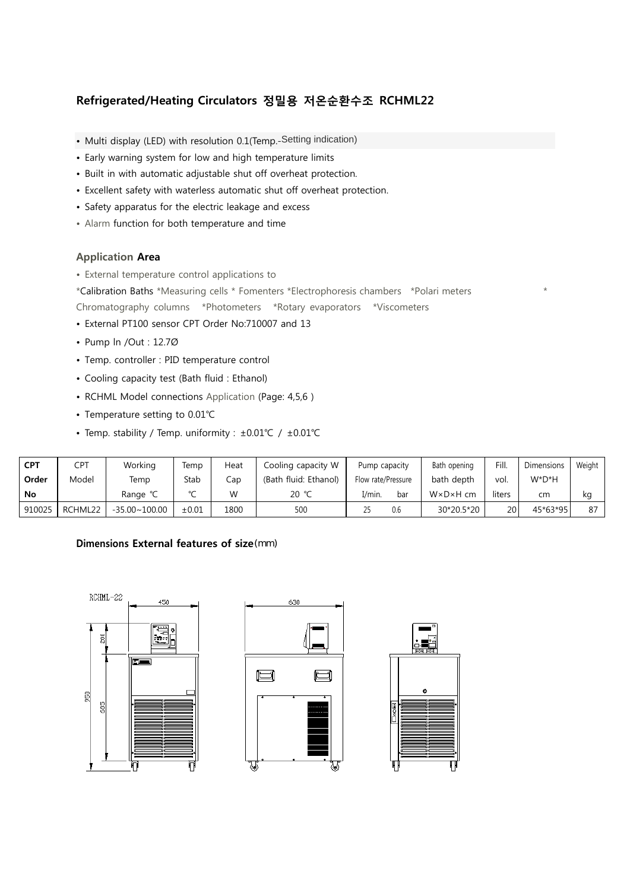## Refrigerated/Heating Circulators 정밀용 저온순환수조 RCHML22

- Multi display (LED) with resolution 0.1(Temp.-Setting indication)
- Early warning system for low and high temperature limits
- Built in with automatic adjustable shut off overheat protection.
- Excellent safety with waterless automatic shut off overheat protection.
- Safety apparatus for the electric leakage and excess
- Alarm function for both temperature and time

### Application Area

- External temperature control applications to

*Calibration Baths *Measuring cells * Fomenters *Electrophoresis chambers *Polari meters * Chromatography columns *Photometers *Rotary evaporators *Viscometers

- External PT100 sensor CPT Order No:710007 and 13
- Pump In /Out : 12.7Ø
- Temp. controller : PID temperature control
- Cooling capacity test (Bath fluid : Ethanol)
- RCHML Model connections Application (Page: 4,5,6 )
- Temperature setting to 0.01℃
- Temp. stability / Temp. uniformity : ±0.01℃ / ±0.01℃

| CPT Order No | CPT Model | Working Temp Range ℃ | Temp Stab ℃ | Heat Cap W | Cooling capacity W (Bath fluid: Ethanol) 20 ℃ | Pump capacity Flow rate/Pressure l/min. | bar | Bath opening bath depth W×D×H cm | Fill. vol. liters | Dimensions W*D*H cm | Weight kg |
|---|---|---|---|---|---|---|---|---|---|---|---|
| 910025 | RCHML22 | -35.00~100.00 | ±0.01 | 1800 | 500 | 25 | 0.6 | 30*20.5*20 | 20 | 45*63*95 | 87 |

### Dimensions External features of size(mm)

RCHML-22

450

200

950

685

630